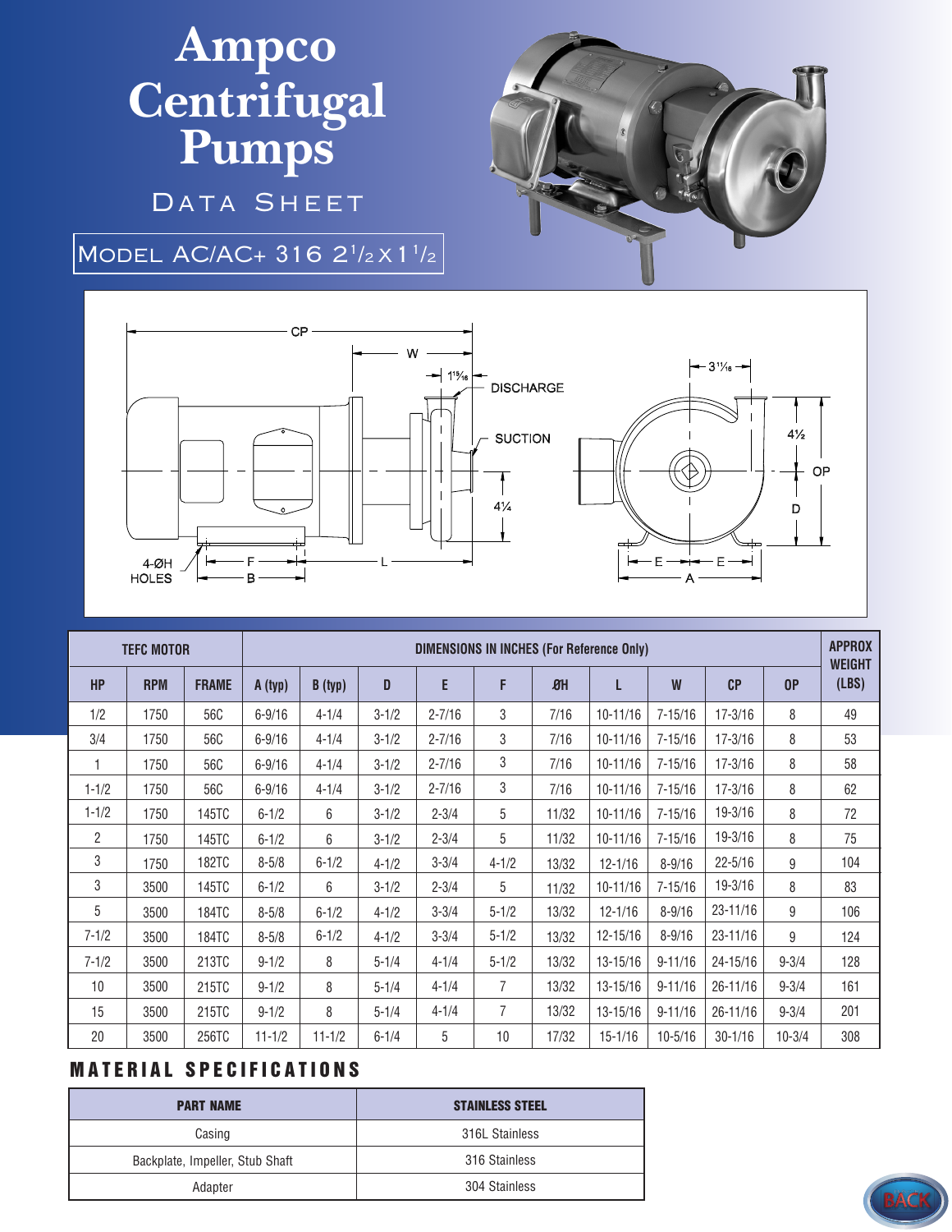# Ampco Centrifugal Pumps

## DATA SHEET

## MODEL AC/AC+ 316 2½ x 1½

CP, W, 1¹³⁄₁₆, DISCHARGE, SUCTION, 4¼, 3¹¹⁄₁₆, 4½, OP, D, 4-ØH HOLES, F, B, L, E, E, A

| TEFC MOTOR | | | DIMENSIONS IN INCHES (For Reference Only) | | | | | | | | | | APPROX WEIGHT (LBS) |
|---|---|---|---|---|---|---|---|---|---|---|---|---|---|
| HP | RPM | FRAME | A (typ) | B (typ) | D | E | F | ØH | L | W | CP | OP | |
| 1/2 | 1750 | 56C | 6-9/16 | 4-1/4 | 3-1/2 | 2-7/16 | 3 | 7/16 | 10-11/16 | 7-15/16 | 17-3/16 | 8 | 49 |
| 3/4 | 1750 | 56C | 6-9/16 | 4-1/4 | 3-1/2 | 2-7/16 | 3 | 7/16 | 10-11/16 | 7-15/16 | 17-3/16 | 8 | 53 |
| 1 | 1750 | 56C | 6-9/16 | 4-1/4 | 3-1/2 | 2-7/16 | 3 | 7/16 | 10-11/16 | 7-15/16 | 17-3/16 | 8 | 58 |
| 1-1/2 | 1750 | 56C | 6-9/16 | 4-1/4 | 3-1/2 | 2-7/16 | 3 | 7/16 | 10-11/16 | 7-15/16 | 17-3/16 | 8 | 62 |
| 1-1/2 | 1750 | 145TC | 6-1/2 | 6 | 3-1/2 | 2-3/4 | 5 | 11/32 | 10-11/16 | 7-15/16 | 19-3/16 | 8 | 72 |
| 2 | 1750 | 145TC | 6-1/2 | 6 | 3-1/2 | 2-3/4 | 5 | 11/32 | 10-11/16 | 7-15/16 | 19-3/16 | 8 | 75 |
| 3 | 1750 | 182TC | 8-5/8 | 6-1/2 | 4-1/2 | 3-3/4 | 4-1/2 | 13/32 | 12-1/16 | 8-9/16 | 22-5/16 | 9 | 104 |
| 3 | 3500 | 145TC | 6-1/2 | 6 | 3-1/2 | 2-3/4 | 5 | 11/32 | 10-11/16 | 7-15/16 | 19-3/16 | 8 | 83 |
| 5 | 3500 | 184TC | 8-5/8 | 6-1/2 | 4-1/2 | 3-3/4 | 5-1/2 | 13/32 | 12-1/16 | 8-9/16 | 23-11/16 | 9 | 106 |
| 7-1/2 | 3500 | 184TC | 8-5/8 | 6-1/2 | 4-1/2 | 3-3/4 | 5-1/2 | 13/32 | 12-15/16 | 8-9/16 | 23-11/16 | 9 | 124 |
| 7-1/2 | 3500 | 213TC | 9-1/2 | 8 | 5-1/4 | 4-1/4 | 5-1/2 | 13/32 | 13-15/16 | 9-11/16 | 24-15/16 | 9-3/4 | 128 |
| 10 | 3500 | 215TC | 9-1/2 | 8 | 5-1/4 | 4-1/4 | 7 | 13/32 | 13-15/16 | 9-11/16 | 26-11/16 | 9-3/4 | 161 |
| 15 | 3500 | 215TC | 9-1/2 | 8 | 5-1/4 | 4-1/4 | 7 | 13/32 | 13-15/16 | 9-11/16 | 26-11/16 | 9-3/4 | 201 |
| 20 | 3500 | 256TC | 11-1/2 | 11-1/2 | 6-1/4 | 5 | 10 | 17/32 | 15-1/16 | 10-5/16 | 30-1/16 | 10-3/4 | 308 |

## MATERIAL SPECIFICATIONS

| PART NAME | STAINLESS STEEL |
|---|---|
| Casing | 316L Stainless |
| Backplate, Impeller, Stub Shaft | 316 Stainless |
| Adapter | 304 Stainless |

BACK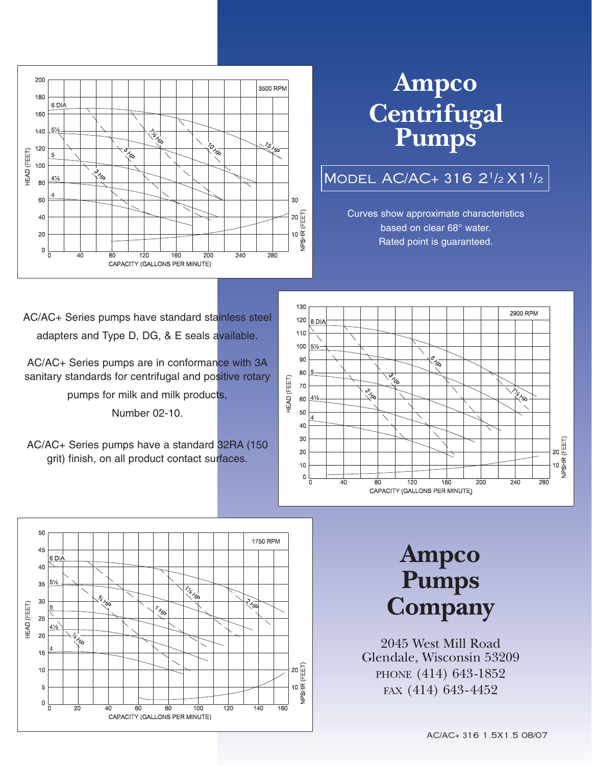200
180
160
140
120
100
80
60
40
20
0

6 DIA
5½
5
4½
4

3500 RPM

3 HP
5 HP
7½ HP
10 HP
15 HP

HEAD (FEET)

0 40 80 120 160 200 240 280

CAPACITY (GALLONS PER MINUTE)

30
20
10

NPSHR (FEET)

# Ampco Centrifugal Pumps

## MODEL AC/AC+ 316 2$^{1}/_{2}$ X 1$^{1}/_{2}$

Curves show approximate characteristics based on clear 68° water. Rated point is guaranteed.

AC/AC+ Series pumps have standard stainless steel adapters and Type D, DG, & E seals available.

AC/AC+ Series pumps are in conformance with 3A sanitary standards for centrifugal and positive rotary pumps for milk and milk products, Number 02-10.

AC/AC+ Series pumps have a standard 32RA (150 grit) finish, on all product contact surfaces.

130
120
110
100
90
80
70
60
50
40
30
20
10
0

6 DIA
5½
5
4½
4

2900 RPM

2 HP
3 HP
5 HP
7½ HP

HEAD (FEET)

0 40 80 120 160 200 240 280

CAPACITY (GALLONS PER MINUTE)

20
10

NPSHR (FEET)

50
45
40
35
30
25
20
15
10
5
0

6 DIA
5½
5
4½
4

1750 RPM

½ HP
¾ HP
1 HP
1½ HP
2 HP

HEAD (FEET)

0 20 40 60 80 100 120 140 160

CAPACITY (GALLONS PER MINUTE)

20
10

NPSHR (FEET)

# Ampco Pumps Company

2045 West Mill Road
Glendale, Wisconsin 53209
PHONE (414) 643-1852
FAX (414) 643-4452

AC/AC+ 316 1.5X1.5 08/07